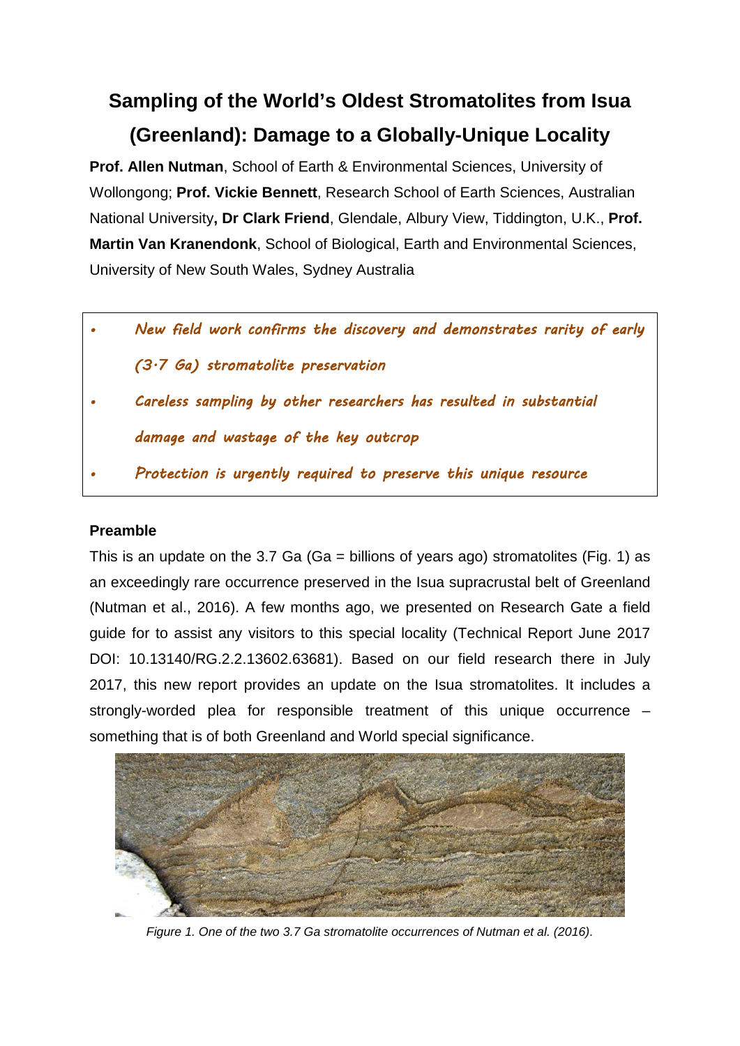# Sampling of the World's Oldest Stromatolites from Isua (Greenland): Damage to a Globally-Unique Locality

**Prof. Allen Nutman**, School of Earth & Environmental Sciences, University of Wollongong; **Prof. Vickie Bennett**, Research School of Earth Sciences, Australian National University**, Dr Clark Friend**, Glendale, Albury View, Tiddington, U.K., **Prof. Martin Van Kranendonk**, School of Biological, Earth and Environmental Sciences, University of New South Wales, Sydney Australia

- *New field work confirms the discovery and demonstrates rarity of early (3·7 Ga) stromatolite preservation*
- *Careless sampling by other researchers has resulted in substantial damage and wastage of the key outcrop*
- *Protection is urgently required to preserve this unique resource*

**Preamble**

This is an update on the 3.7 Ga (Ga = billions of years ago) stromatolites (Fig. 1) as an exceedingly rare occurrence preserved in the Isua supracrustal belt of Greenland (Nutman et al., 2016). A few months ago, we presented on Research Gate a field guide for to assist any visitors to this special locality (Technical Report June 2017 DOI: 10.13140/RG.2.2.13602.63681). Based on our field research there in July 2017, this new report provides an update on the Isua stromatolites. It includes a strongly-worded plea for responsible treatment of this unique occurrence – something that is of both Greenland and World special significance.

*Figure 1. One of the two 3.7 Ga stromatolite occurrences of Nutman et al. (2016).*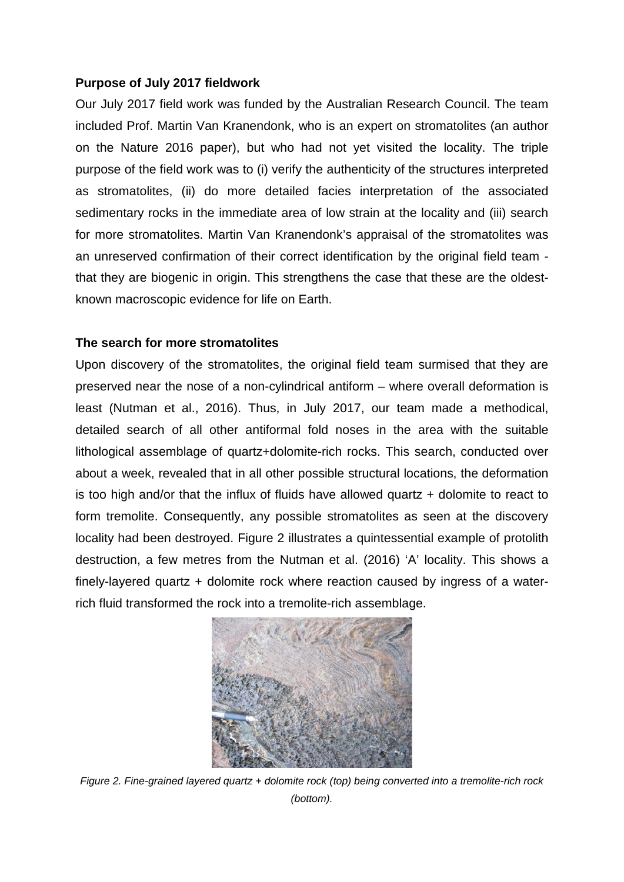### Purpose of July 2017 fieldwork

Our July 2017 field work was funded by the Australian Research Council. The team included Prof. Martin Van Kranendonk, who is an expert on stromatolites (an author on the Nature 2016 paper), but who had not yet visited the locality. The triple purpose of the field work was to (i) verify the authenticity of the structures interpreted as stromatolites, (ii) do more detailed facies interpretation of the associated sedimentary rocks in the immediate area of low strain at the locality and (iii) search for more stromatolites. Martin Van Kranendonk's appraisal of the stromatolites was an unreserved confirmation of their correct identification by the original field team - that they are biogenic in origin. This strengthens the case that these are the oldest-known macroscopic evidence for life on Earth.

### The search for more stromatolites

Upon discovery of the stromatolites, the original field team surmised that they are preserved near the nose of a non-cylindrical antiform – where overall deformation is least (Nutman et al., 2016). Thus, in July 2017, our team made a methodical, detailed search of all other antiformal fold noses in the area with the suitable lithological assemblage of quartz+dolomite-rich rocks. This search, conducted over about a week, revealed that in all other possible structural locations, the deformation is too high and/or that the influx of fluids have allowed quartz + dolomite to react to form tremolite. Consequently, any possible stromatolites as seen at the discovery locality had been destroyed. Figure 2 illustrates a quintessential example of protolith destruction, a few metres from the Nutman et al. (2016) 'A' locality. This shows a finely-layered quartz + dolomite rock where reaction caused by ingress of a water-rich fluid transformed the rock into a tremolite-rich assemblage.

*Figure 2. Fine-grained layered quartz + dolomite rock (top) being converted into a tremolite-rich rock (bottom).*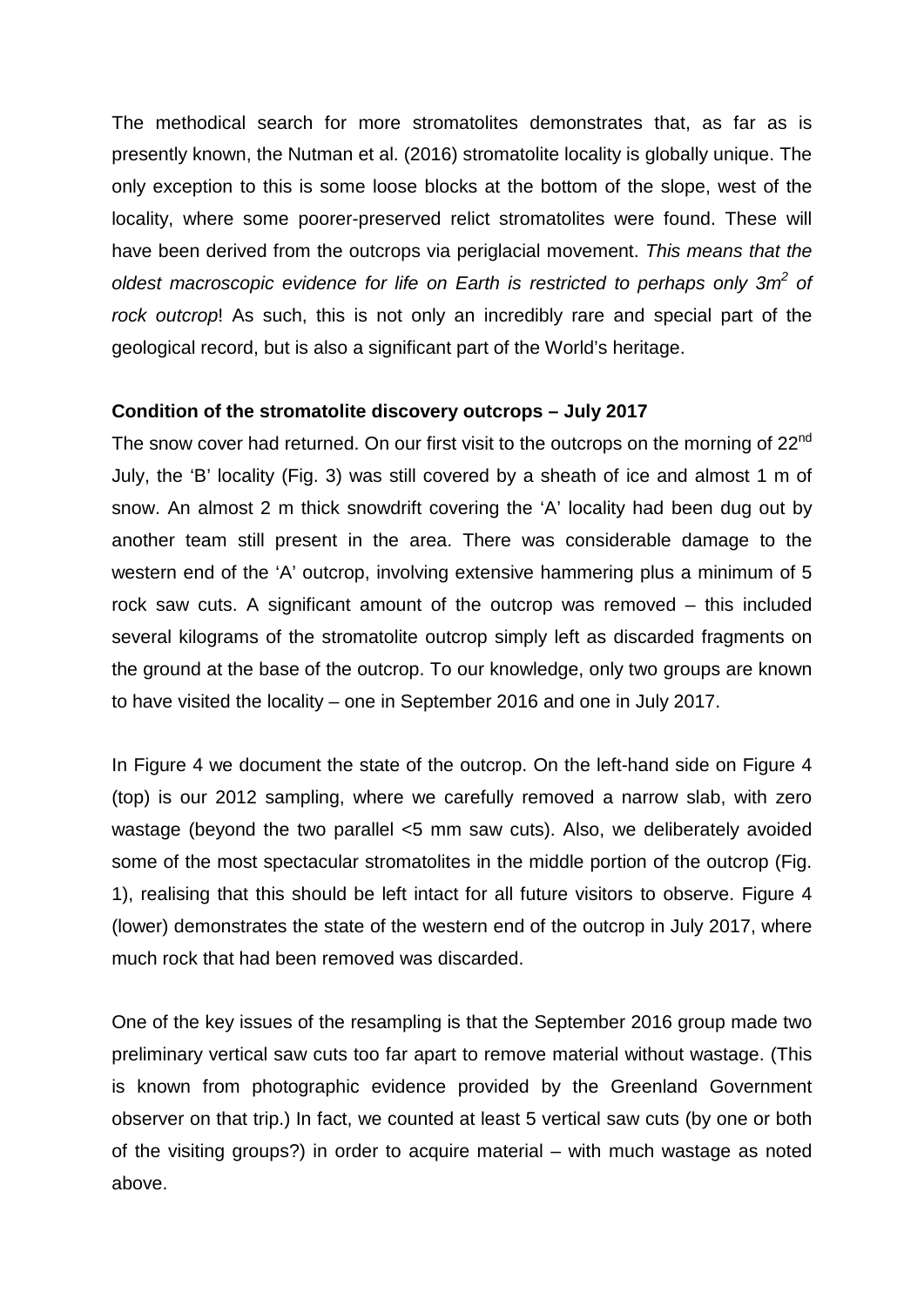The methodical search for more stromatolites demonstrates that, as far as is presently known, the Nutman et al. (2016) stromatolite locality is globally unique. The only exception to this is some loose blocks at the bottom of the slope, west of the locality, where some poorer-preserved relict stromatolites were found. These will have been derived from the outcrops via periglacial movement. *This means that the oldest macroscopic evidence for life on Earth is restricted to perhaps only 3m$^2$ of rock outcrop*! As such, this is not only an incredibly rare and special part of the geological record, but is also a significant part of the World's heritage.

**Condition of the stromatolite discovery outcrops – July 2017**

The snow cover had returned. On our first visit to the outcrops on the morning of 22$^{nd}$ July, the 'B' locality (Fig. 3) was still covered by a sheath of ice and almost 1 m of snow. An almost 2 m thick snowdrift covering the 'A' locality had been dug out by another team still present in the area. There was considerable damage to the western end of the 'A' outcrop, involving extensive hammering plus a minimum of 5 rock saw cuts. A significant amount of the outcrop was removed – this included several kilograms of the stromatolite outcrop simply left as discarded fragments on the ground at the base of the outcrop. To our knowledge, only two groups are known to have visited the locality – one in September 2016 and one in July 2017.

In Figure 4 we document the state of the outcrop. On the left-hand side on Figure 4 (top) is our 2012 sampling, where we carefully removed a narrow slab, with zero wastage (beyond the two parallel <5 mm saw cuts). Also, we deliberately avoided some of the most spectacular stromatolites in the middle portion of the outcrop (Fig. 1), realising that this should be left intact for all future visitors to observe. Figure 4 (lower) demonstrates the state of the western end of the outcrop in July 2017, where much rock that had been removed was discarded.

One of the key issues of the resampling is that the September 2016 group made two preliminary vertical saw cuts too far apart to remove material without wastage. (This is known from photographic evidence provided by the Greenland Government observer on that trip.) In fact, we counted at least 5 vertical saw cuts (by one or both of the visiting groups?) in order to acquire material – with much wastage as noted above.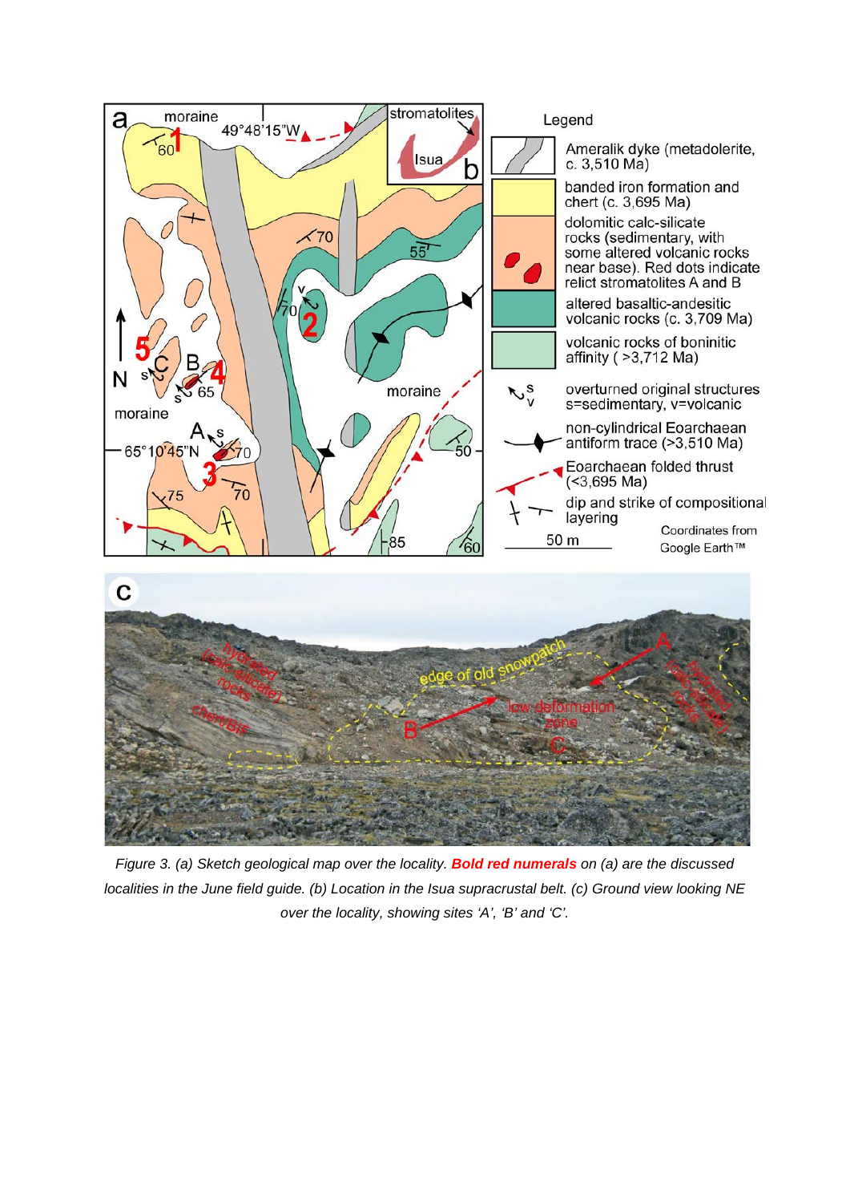*Figure 3. (a) Sketch geological map over the locality.* ***Bold red numerals*** *on (a) are the discussed localities in the June field guide. (b) Location in the Isua supracrustal belt. (c) Ground view looking NE over the locality, showing sites 'A', 'B' and 'C'.*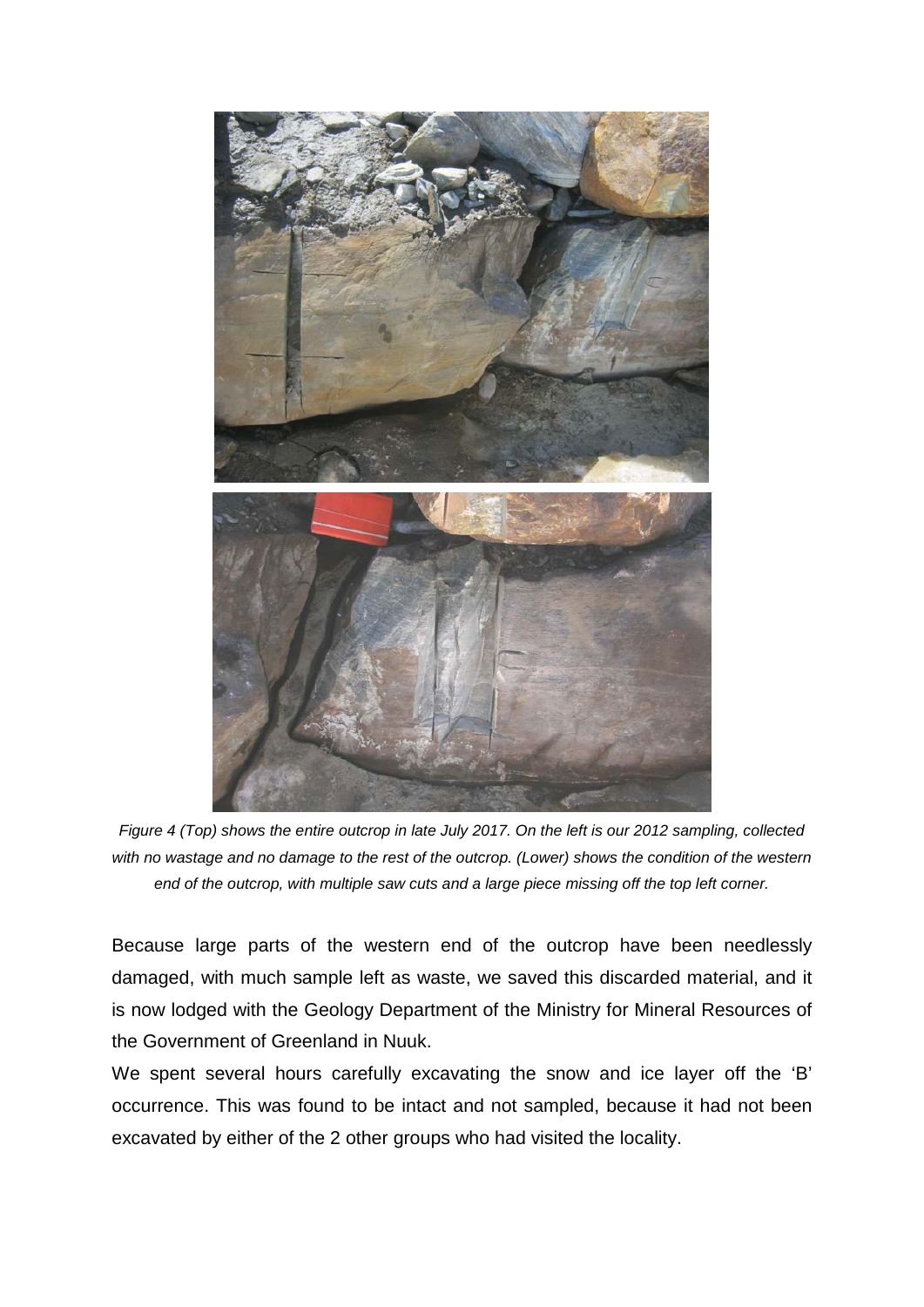*Figure 4 (Top) shows the entire outcrop in late July 2017. On the left is our 2012 sampling, collected with no wastage and no damage to the rest of the outcrop. (Lower) shows the condition of the western end of the outcrop, with multiple saw cuts and a large piece missing off the top left corner.*

Because large parts of the western end of the outcrop have been needlessly damaged, with much sample left as waste, we saved this discarded material, and it is now lodged with the Geology Department of the Ministry for Mineral Resources of the Government of Greenland in Nuuk.

We spent several hours carefully excavating the snow and ice layer off the 'B' occurrence. This was found to be intact and not sampled, because it had not been excavated by either of the 2 other groups who had visited the locality.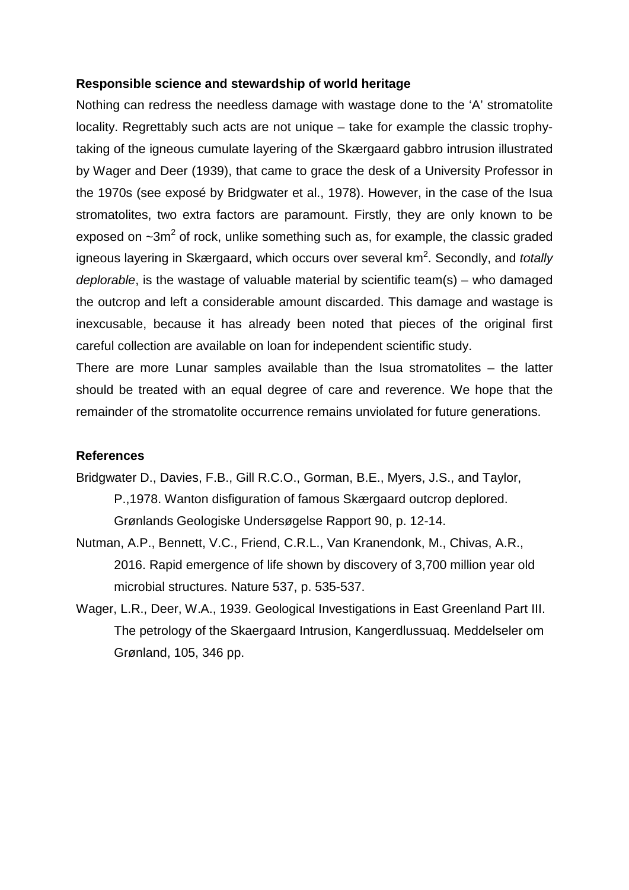**Responsible science and stewardship of world heritage**

Nothing can redress the needless damage with wastage done to the 'A' stromatolite locality. Regrettably such acts are not unique – take for example the classic trophy-taking of the igneous cumulate layering of the Skærgaard gabbro intrusion illustrated by Wager and Deer (1939), that came to grace the desk of a University Professor in the 1970s (see exposé by Bridgwater et al., 1978). However, in the case of the Isua stromatolites, two extra factors are paramount. Firstly, they are only known to be exposed on ~3m$^2$ of rock, unlike something such as, for example, the classic graded igneous layering in Skærgaard, which occurs over several km$^2$. Secondly, and *totally deplorable*, is the wastage of valuable material by scientific team(s) – who damaged the outcrop and left a considerable amount discarded. This damage and wastage is inexcusable, because it has already been noted that pieces of the original first careful collection are available on loan for independent scientific study.

There are more Lunar samples available than the Isua stromatolites – the latter should be treated with an equal degree of care and reverence. We hope that the remainder of the stromatolite occurrence remains unviolated for future generations.

**References**

Bridgwater D., Davies, F.B., Gill R.C.O., Gorman, B.E., Myers, J.S., and Taylor, P.,1978. Wanton disfiguration of famous Skærgaard outcrop deplored. Grønlands Geologiske Undersøgelse Rapport 90, p. 12-14.

Nutman, A.P., Bennett, V.C., Friend, C.R.L., Van Kranendonk, M., Chivas, A.R., 2016. Rapid emergence of life shown by discovery of 3,700 million year old microbial structures. Nature 537, p. 535-537.

Wager, L.R., Deer, W.A., 1939. Geological Investigations in East Greenland Part III. The petrology of the Skaergaard Intrusion, Kangerdlussuaq. Meddelseler om Grønland, 105, 346 pp.